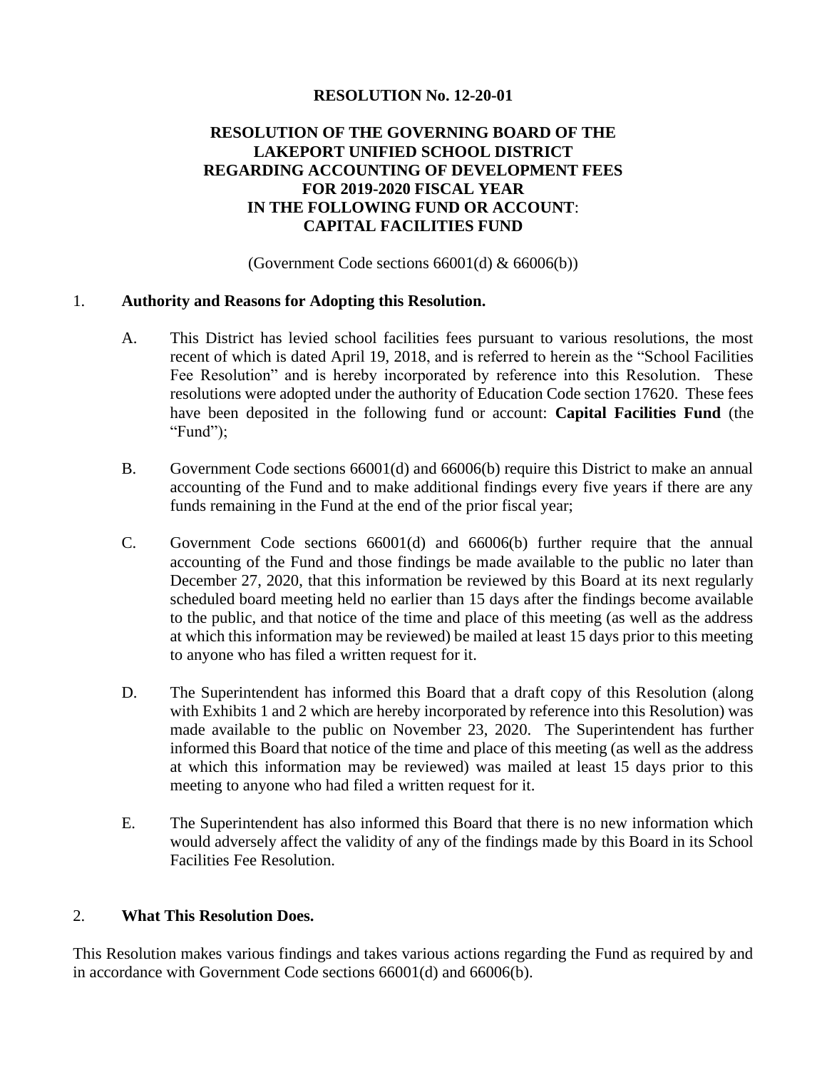**RESOLUTION No. 12-20-01**

**RESOLUTION OF THE GOVERNING BOARD OF THE LAKEPORT UNIFIED SCHOOL DISTRICT REGARDING ACCOUNTING OF DEVELOPMENT FEES FOR 2019-2020 FISCAL YEAR IN THE FOLLOWING FUND OR ACCOUNT: CAPITAL FACILITIES FUND**

(Government Code sections 66001(d) & 66006(b))

1. **Authority and Reasons for Adopting this Resolution.**

   A. This District has levied school facilities fees pursuant to various resolutions, the most recent of which is dated April 19, 2018, and is referred to herein as the "School Facilities Fee Resolution" and is hereby incorporated by reference into this Resolution. These resolutions were adopted under the authority of Education Code section 17620. These fees have been deposited in the following fund or account: **Capital Facilities Fund** (the "Fund");

   B. Government Code sections 66001(d) and 66006(b) require this District to make an annual accounting of the Fund and to make additional findings every five years if there are any funds remaining in the Fund at the end of the prior fiscal year;

   C. Government Code sections 66001(d) and 66006(b) further require that the annual accounting of the Fund and those findings be made available to the public no later than December 27, 2020, that this information be reviewed by this Board at its next regularly scheduled board meeting held no earlier than 15 days after the findings become available to the public, and that notice of the time and place of this meeting (as well as the address at which this information may be reviewed) be mailed at least 15 days prior to this meeting to anyone who has filed a written request for it.

   D. The Superintendent has informed this Board that a draft copy of this Resolution (along with Exhibits 1 and 2 which are hereby incorporated by reference into this Resolution) was made available to the public on November 23, 2020. The Superintendent has further informed this Board that notice of the time and place of this meeting (as well as the address at which this information may be reviewed) was mailed at least 15 days prior to this meeting to anyone who had filed a written request for it.

   E. The Superintendent has also informed this Board that there is no new information which would adversely affect the validity of any of the findings made by this Board in its School Facilities Fee Resolution.

2. **What This Resolution Does.**

This Resolution makes various findings and takes various actions regarding the Fund as required by and in accordance with Government Code sections 66001(d) and 66006(b).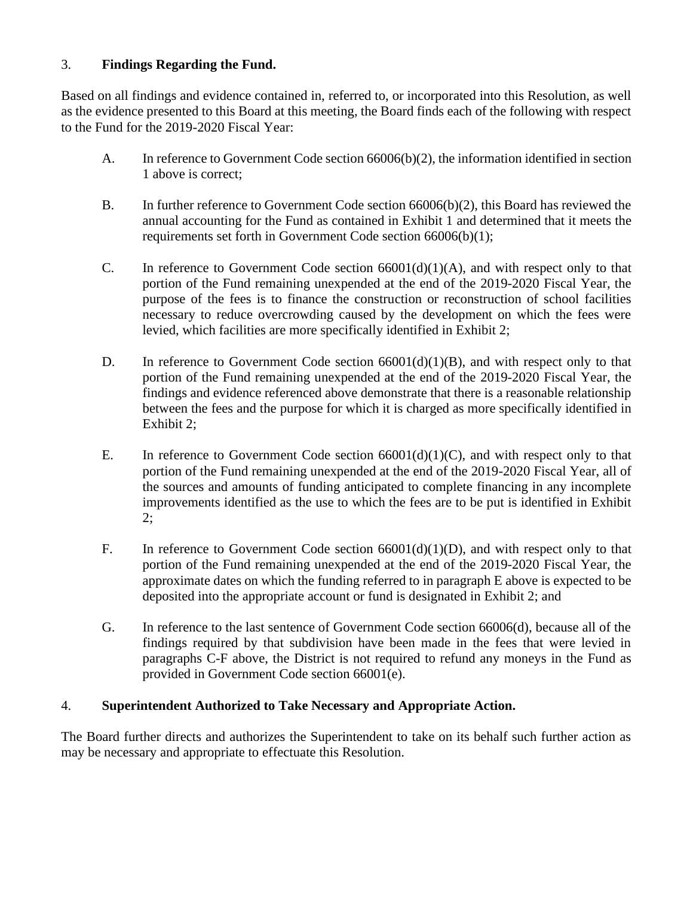3. **Findings Regarding the Fund.**

Based on all findings and evidence contained in, referred to, or incorporated into this Resolution, as well as the evidence presented to this Board at this meeting, the Board finds each of the following with respect to the Fund for the 2019-2020 Fiscal Year:

A. In reference to Government Code section 66006(b)(2), the information identified in section 1 above is correct;

B. In further reference to Government Code section 66006(b)(2), this Board has reviewed the annual accounting for the Fund as contained in Exhibit 1 and determined that it meets the requirements set forth in Government Code section 66006(b)(1);

C. In reference to Government Code section 66001(d)(1)(A), and with respect only to that portion of the Fund remaining unexpended at the end of the 2019-2020 Fiscal Year, the purpose of the fees is to finance the construction or reconstruction of school facilities necessary to reduce overcrowding caused by the development on which the fees were levied, which facilities are more specifically identified in Exhibit 2;

D. In reference to Government Code section 66001(d)(1)(B), and with respect only to that portion of the Fund remaining unexpended at the end of the 2019-2020 Fiscal Year, the findings and evidence referenced above demonstrate that there is a reasonable relationship between the fees and the purpose for which it is charged as more specifically identified in Exhibit 2;

E. In reference to Government Code section 66001(d)(1)(C), and with respect only to that portion of the Fund remaining unexpended at the end of the 2019-2020 Fiscal Year, all of the sources and amounts of funding anticipated to complete financing in any incomplete improvements identified as the use to which the fees are to be put is identified in Exhibit 2;

F. In reference to Government Code section 66001(d)(1)(D), and with respect only to that portion of the Fund remaining unexpended at the end of the 2019-2020 Fiscal Year, the approximate dates on which the funding referred to in paragraph E above is expected to be deposited into the appropriate account or fund is designated in Exhibit 2; and

G. In reference to the last sentence of Government Code section 66006(d), because all of the findings required by that subdivision have been made in the fees that were levied in paragraphs C-F above, the District is not required to refund any moneys in the Fund as provided in Government Code section 66001(e).

4. **Superintendent Authorized to Take Necessary and Appropriate Action.**

The Board further directs and authorizes the Superintendent to take on its behalf such further action as may be necessary and appropriate to effectuate this Resolution.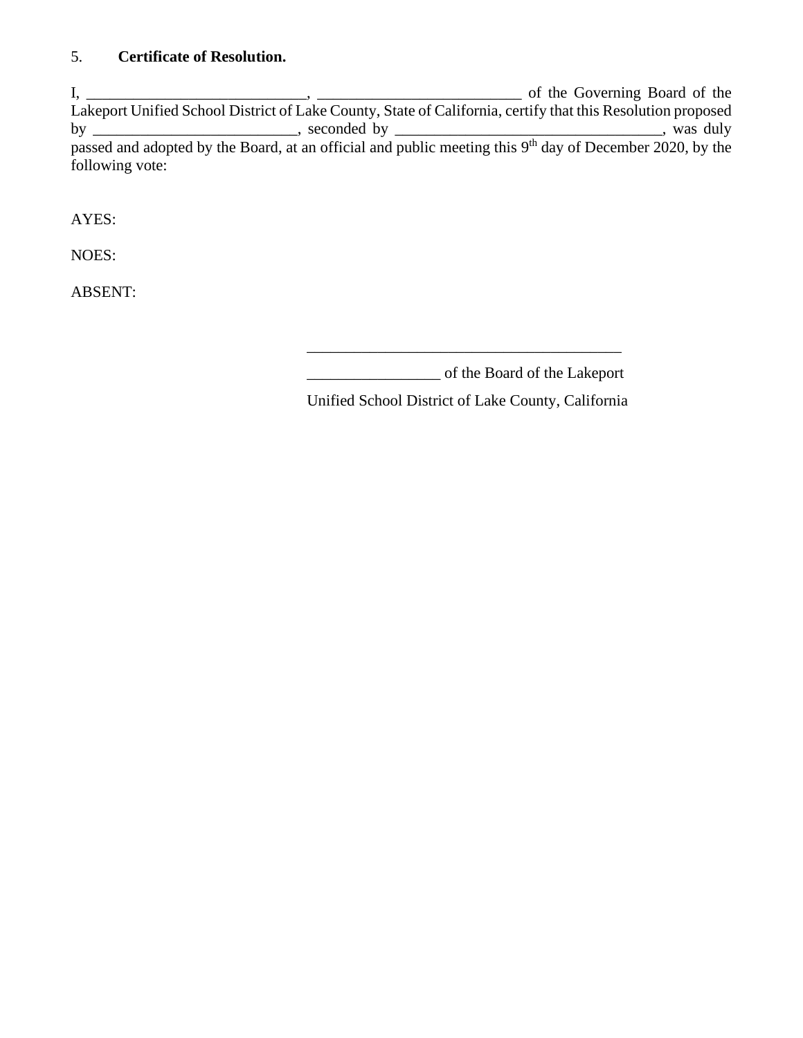5. **Certificate of Resolution.**

I, ____________________________, __________________________ of the Governing Board of the Lakeport Unified School District of Lake County, State of California, certify that this Resolution proposed by __________________________, seconded by __________________________________, was duly passed and adopted by the Board, at an official and public meeting this 9th day of December 2020, by the following vote:

AYES:

NOES:

ABSENT:

_________________________________________

_________________ of the Board of the Lakeport Unified School District of Lake County, California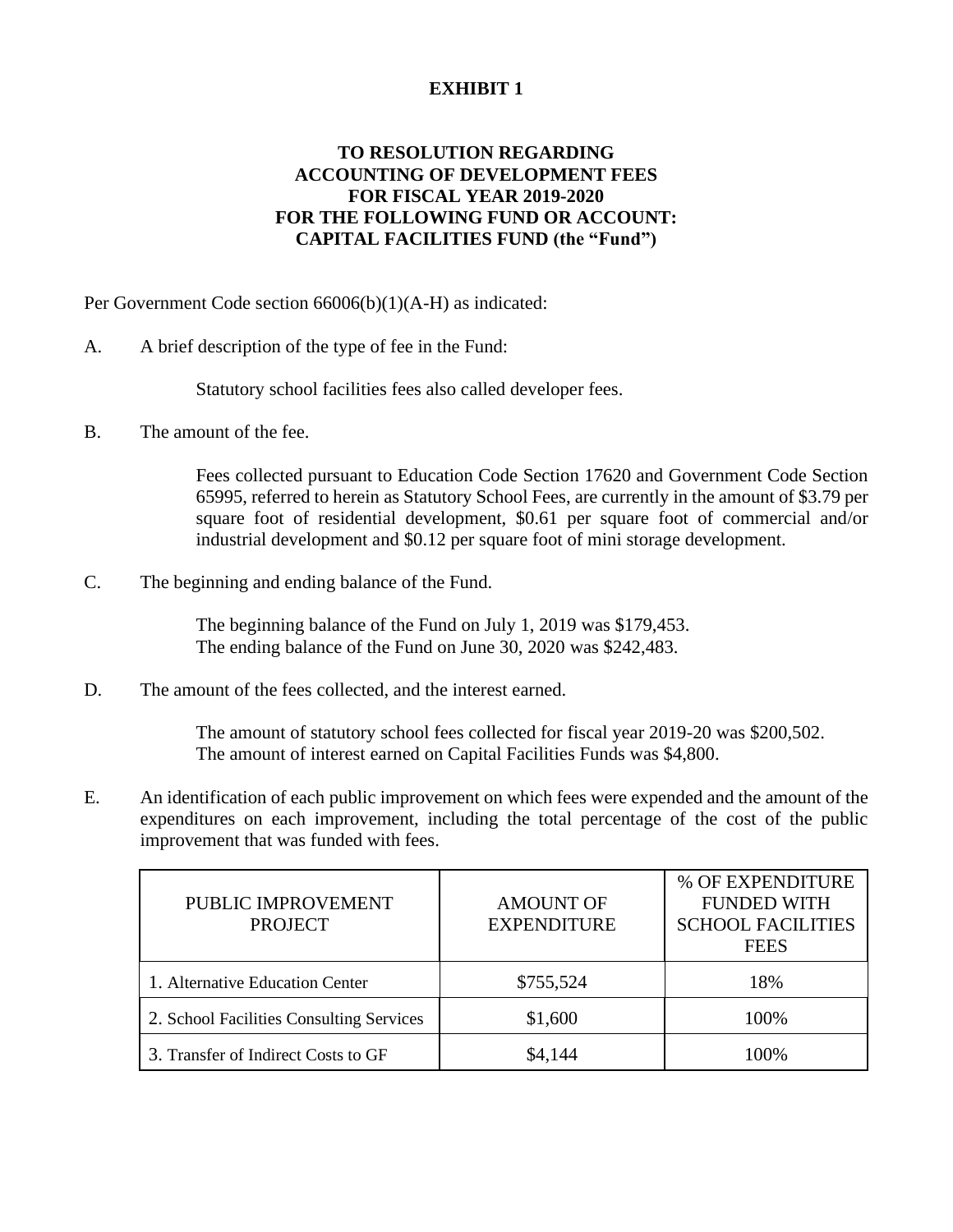# EXHIBIT 1

## TO RESOLUTION REGARDING ACCOUNTING OF DEVELOPMENT FEES FOR FISCAL YEAR 2019-2020 FOR THE FOLLOWING FUND OR ACCOUNT: CAPITAL FACILITIES FUND (the "Fund")

Per Government Code section 66006(b)(1)(A-H) as indicated:

A. A brief description of the type of fee in the Fund:

Statutory school facilities fees also called developer fees.

B. The amount of the fee.

Fees collected pursuant to Education Code Section 17620 and Government Code Section 65995, referred to herein as Statutory School Fees, are currently in the amount of $3.79 per square foot of residential development, $0.61 per square foot of commercial and/or industrial development and $0.12 per square foot of mini storage development.

C. The beginning and ending balance of the Fund.

The beginning balance of the Fund on July 1, 2019 was $179,453.
The ending balance of the Fund on June 30, 2020 was $242,483.

D. The amount of the fees collected, and the interest earned.

The amount of statutory school fees collected for fiscal year 2019-20 was $200,502.
The amount of interest earned on Capital Facilities Funds was $4,800.

E. An identification of each public improvement on which fees were expended and the amount of the expenditures on each improvement, including the total percentage of the cost of the public improvement that was funded with fees.

| PUBLIC IMPROVEMENT PROJECT | AMOUNT OF EXPENDITURE | % OF EXPENDITURE FUNDED WITH SCHOOL FACILITIES FEES |
|---|---|---|
| 1. Alternative Education Center | $755,524 | 18% |
| 2. School Facilities Consulting Services | $1,600 | 100% |
| 3. Transfer of Indirect Costs to GF | $4,144 | 100% |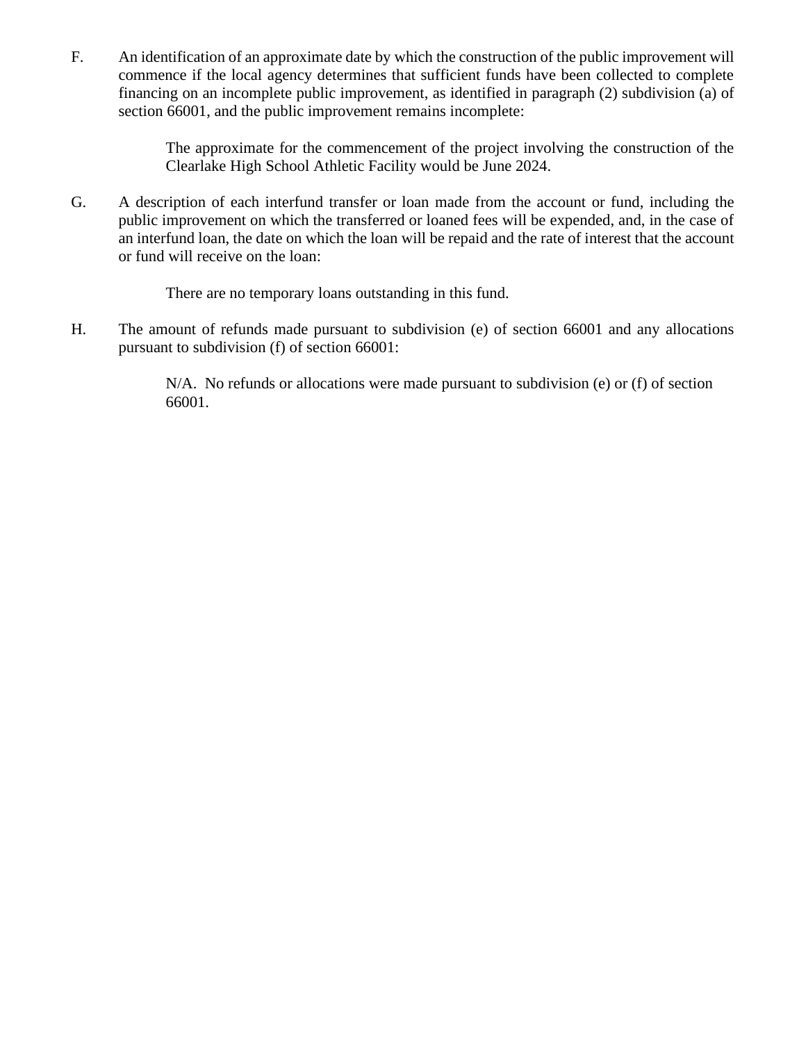F. An identification of an approximate date by which the construction of the public improvement will commence if the local agency determines that sufficient funds have been collected to complete financing on an incomplete public improvement, as identified in paragraph (2) subdivision (a) of section 66001, and the public improvement remains incomplete:

    The approximate for the commencement of the project involving the construction of the Clearlake High School Athletic Facility would be June 2024.

G. A description of each interfund transfer or loan made from the account or fund, including the public improvement on which the transferred or loaned fees will be expended, and, in the case of an interfund loan, the date on which the loan will be repaid and the rate of interest that the account or fund will receive on the loan:

    There are no temporary loans outstanding in this fund.

H. The amount of refunds made pursuant to subdivision (e) of section 66001 and any allocations pursuant to subdivision (f) of section 66001:

    N/A. No refunds or allocations were made pursuant to subdivision (e) or (f) of section 66001.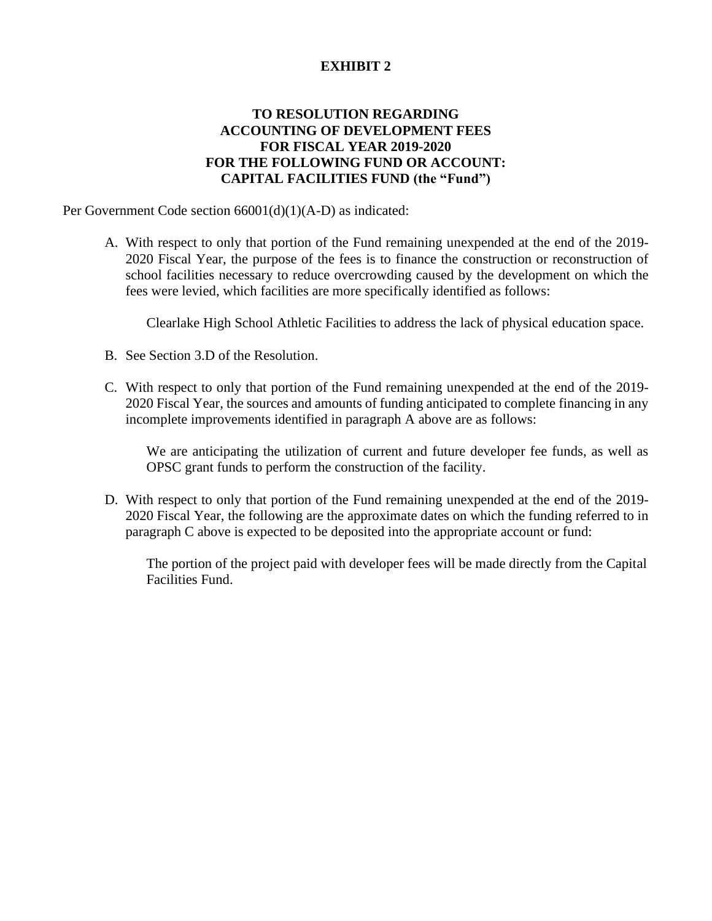# EXHIBIT 2

## TO RESOLUTION REGARDING ACCOUNTING OF DEVELOPMENT FEES FOR FISCAL YEAR 2019-2020 FOR THE FOLLOWING FUND OR ACCOUNT: CAPITAL FACILITIES FUND (the "Fund")

Per Government Code section 66001(d)(1)(A-D) as indicated:

A. With respect to only that portion of the Fund remaining unexpended at the end of the 2019-2020 Fiscal Year, the purpose of the fees is to finance the construction or reconstruction of school facilities necessary to reduce overcrowding caused by the development on which the fees were levied, which facilities are more specifically identified as follows:

   Clearlake High School Athletic Facilities to address the lack of physical education space.

B. See Section 3.D of the Resolution.

C. With respect to only that portion of the Fund remaining unexpended at the end of the 2019-2020 Fiscal Year, the sources and amounts of funding anticipated to complete financing in any incomplete improvements identified in paragraph A above are as follows:

   We are anticipating the utilization of current and future developer fee funds, as well as OPSC grant funds to perform the construction of the facility.

D. With respect to only that portion of the Fund remaining unexpended at the end of the 2019-2020 Fiscal Year, the following are the approximate dates on which the funding referred to in paragraph C above is expected to be deposited into the appropriate account or fund:

   The portion of the project paid with developer fees will be made directly from the Capital Facilities Fund.